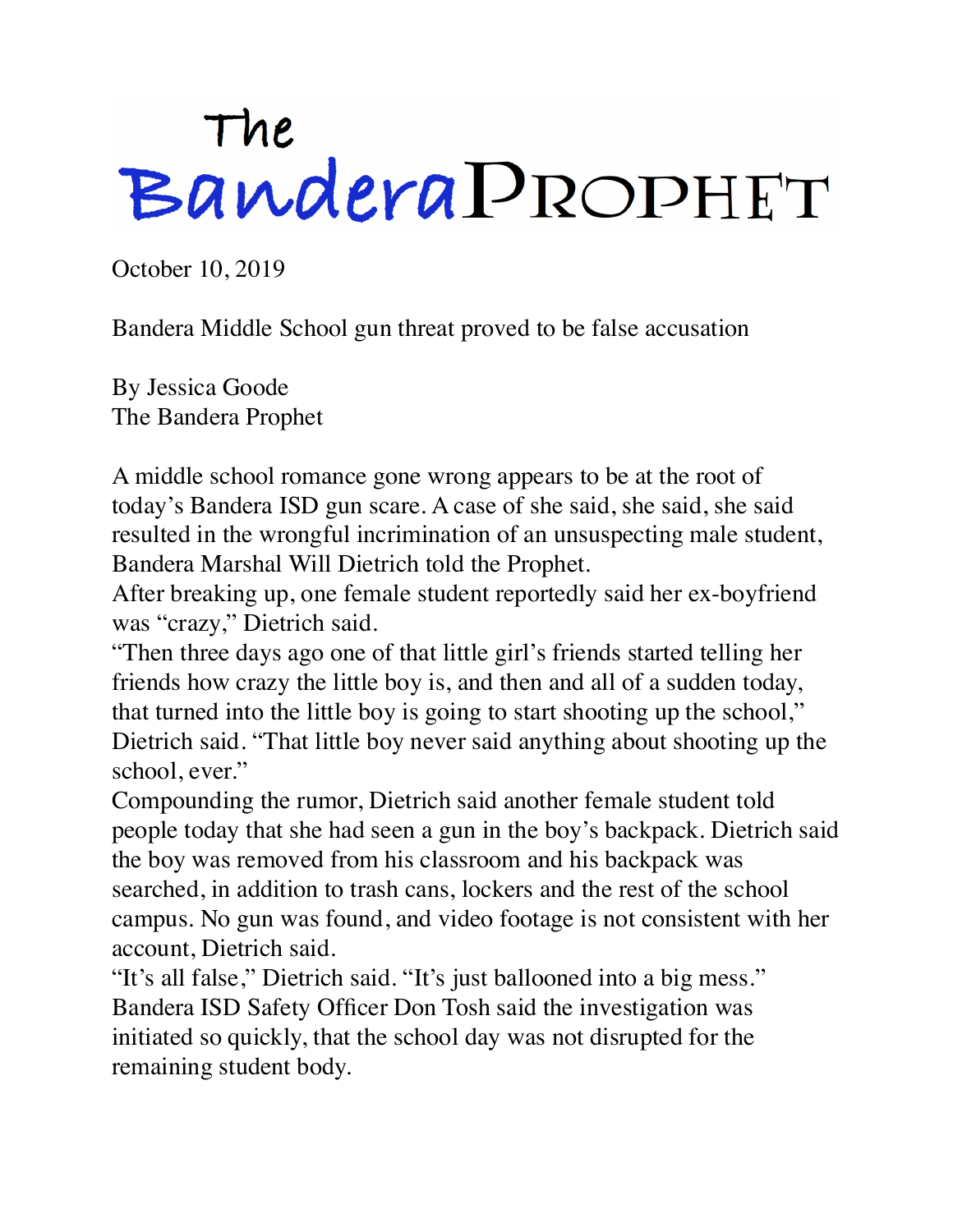# The Bandera Prophet

October 10, 2019

## Bandera Middle School gun threat proved to be false accusation

By Jessica Goode
The Bandera Prophet

A middle school romance gone wrong appears to be at the root of today's Bandera ISD gun scare. A case of she said, she said, she said resulted in the wrongful incrimination of an unsuspecting male student, Bandera Marshal Will Dietrich told the Prophet.

After breaking up, one female student reportedly said her ex-boyfriend was "crazy," Dietrich said.

"Then three days ago one of that little girl's friends started telling her friends how crazy the little boy is, and then and all of a sudden today, that turned into the little boy is going to start shooting up the school," Dietrich said. "That little boy never said anything about shooting up the school, ever."

Compounding the rumor, Dietrich said another female student told people today that she had seen a gun in the boy's backpack. Dietrich said the boy was removed from his classroom and his backpack was searched, in addition to trash cans, lockers and the rest of the school campus. No gun was found, and video footage is not consistent with her account, Dietrich said.

"It's all false," Dietrich said. "It's just ballooned into a big mess."

Bandera ISD Safety Officer Don Tosh said the investigation was initiated so quickly, that the school day was not disrupted for the remaining student body.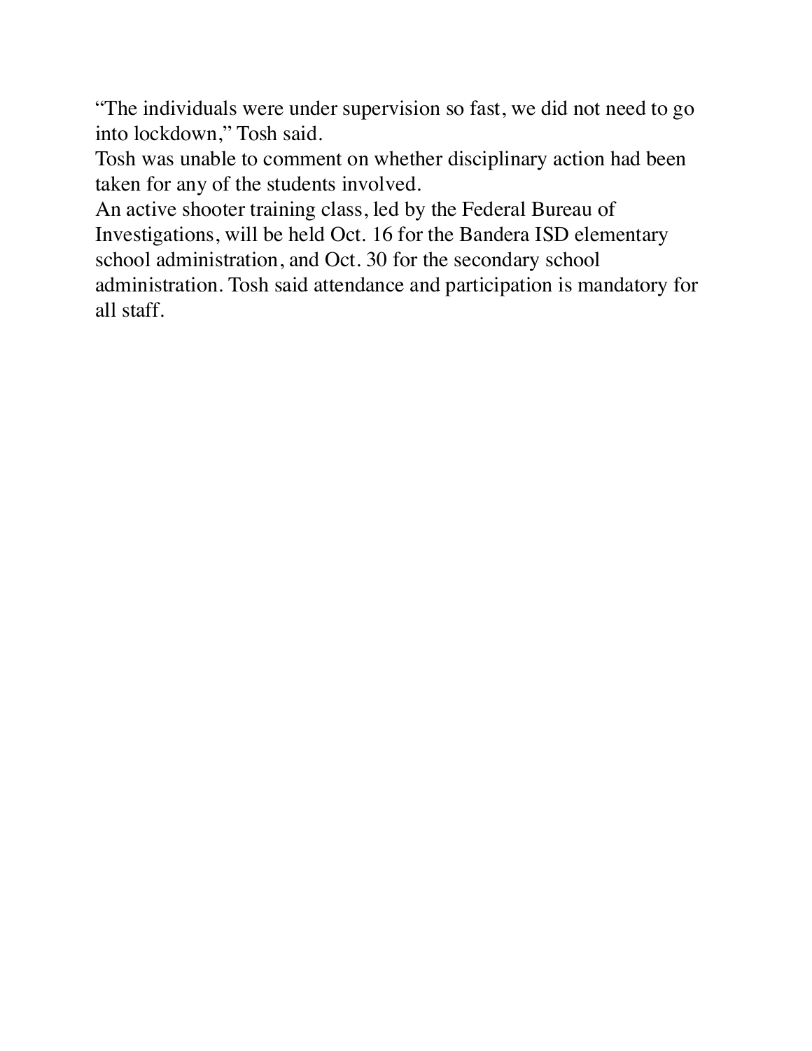"The individuals were under supervision so fast, we did not need to go into lockdown," Tosh said.

Tosh was unable to comment on whether disciplinary action had been taken for any of the students involved.

An active shooter training class, led by the Federal Bureau of Investigations, will be held Oct. 16 for the Bandera ISD elementary school administration, and Oct. 30 for the secondary school administration. Tosh said attendance and participation is mandatory for all staff.